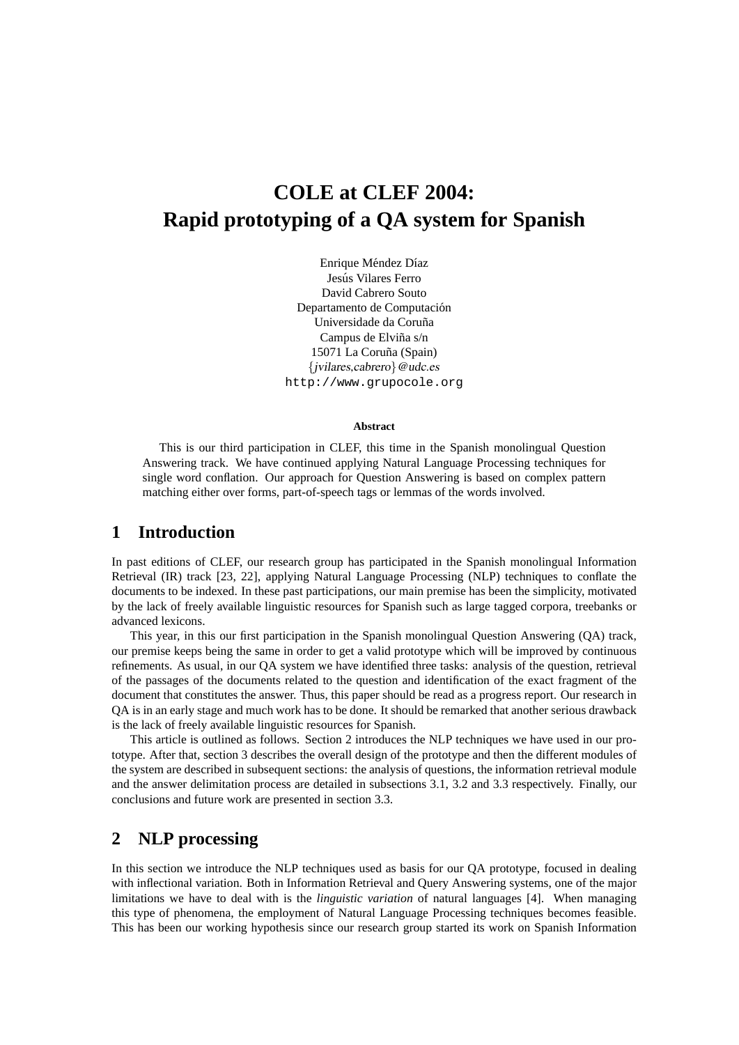# COLE at CLEF 2004: Rapid prototyping of a QA system for Spanish

Enrique Méndez Díaz
Jesús Vilares Ferro
David Cabrero Souto
Departamento de Computación
Universidade da Coruña
Campus de Elviña s/n
15071 La Coruña (Spain)
{jvilares,cabrero}@udc.es
http://www.grupocole.org

**Abstract**

This is our third participation in CLEF, this time in the Spanish monolingual Question Answering track. We have continued applying Natural Language Processing techniques for single word conflation. Our approach for Question Answering is based on complex pattern matching either over forms, part-of-speech tags or lemmas of the words involved.

## 1 Introduction

In past editions of CLEF, our research group has participated in the Spanish monolingual Information Retrieval (IR) track [23, 22], applying Natural Language Processing (NLP) techniques to conflate the documents to be indexed. In these past participations, our main premise has been the simplicity, motivated by the lack of freely available linguistic resources for Spanish such as large tagged corpora, treebanks or advanced lexicons.

This year, in this our first participation in the Spanish monolingual Question Answering (QA) track, our premise keeps being the same in order to get a valid prototype which will be improved by continuous refinements. As usual, in our QA system we have identified three tasks: analysis of the question, retrieval of the passages of the documents related to the question and identification of the exact fragment of the document that constitutes the answer. Thus, this paper should be read as a progress report. Our research in QA is in an early stage and much work has to be done. It should be remarked that another serious drawback is the lack of freely available linguistic resources for Spanish.

This article is outlined as follows. Section 2 introduces the NLP techniques we have used in our prototype. After that, section 3 describes the overall design of the prototype and then the different modules of the system are described in subsequent sections: the analysis of questions, the information retrieval module and the answer delimitation process are detailed in subsections 3.1, 3.2 and 3.3 respectively. Finally, our conclusions and future work are presented in section 3.3.

## 2 NLP processing

In this section we introduce the NLP techniques used as basis for our QA prototype, focused in dealing with inflectional variation. Both in Information Retrieval and Query Answering systems, one of the major limitations we have to deal with is the *linguistic variation* of natural languages [4]. When managing this type of phenomena, the employment of Natural Language Processing techniques becomes feasible. This has been our working hypothesis since our research group started its work on Spanish Information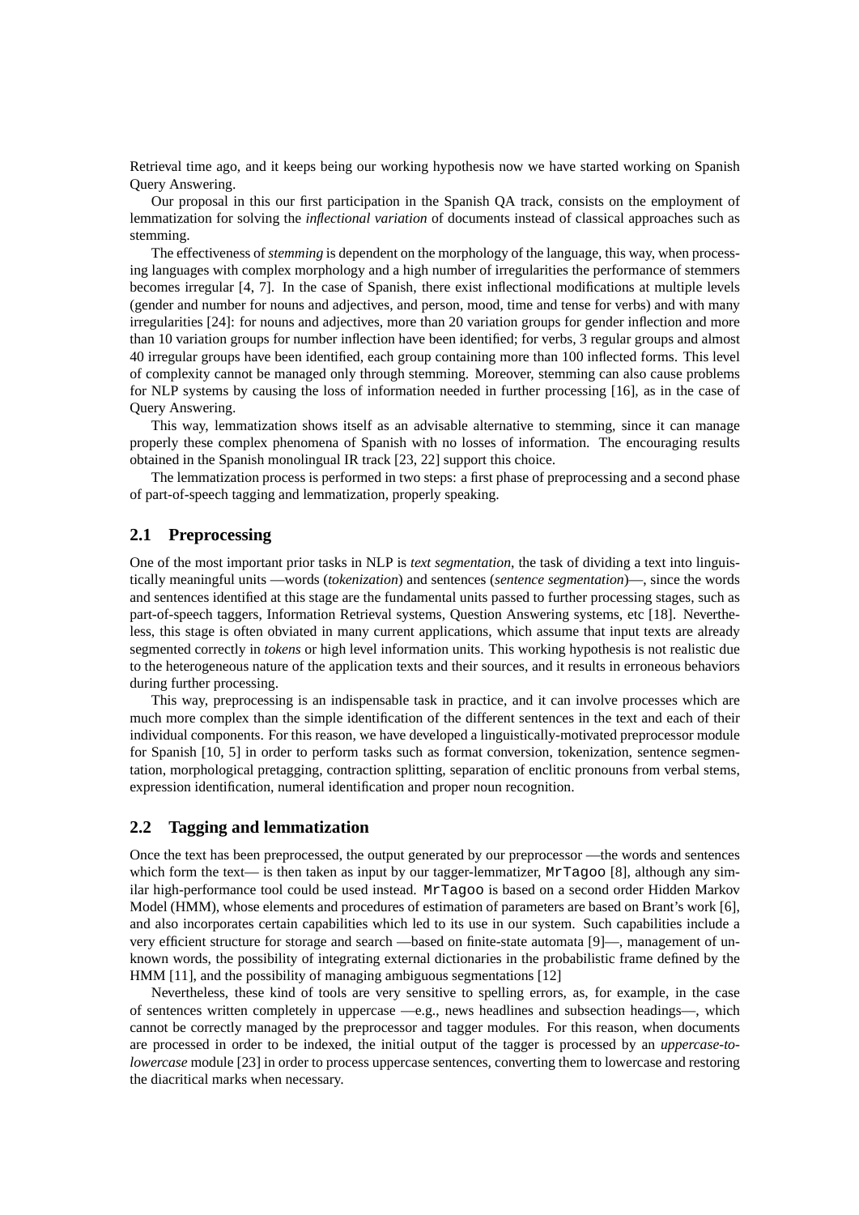Retrieval time ago, and it keeps being our working hypothesis now we have started working on Spanish Query Answering.

Our proposal in this our first participation in the Spanish QA track, consists on the employment of lemmatization for solving the *inflectional variation* of documents instead of classical approaches such as stemming.

The effectiveness of *stemming* is dependent on the morphology of the language, this way, when processing languages with complex morphology and a high number of irregularities the performance of stemmers becomes irregular [4, 7]. In the case of Spanish, there exist inflectional modifications at multiple levels (gender and number for nouns and adjectives, and person, mood, time and tense for verbs) and with many irregularities [24]: for nouns and adjectives, more than 20 variation groups for gender inflection and more than 10 variation groups for number inflection have been identified; for verbs, 3 regular groups and almost 40 irregular groups have been identified, each group containing more than 100 inflected forms. This level of complexity cannot be managed only through stemming. Moreover, stemming can also cause problems for NLP systems by causing the loss of information needed in further processing [16], as in the case of Query Answering.

This way, lemmatization shows itself as an advisable alternative to stemming, since it can manage properly these complex phenomena of Spanish with no losses of information. The encouraging results obtained in the Spanish monolingual IR track [23, 22] support this choice.

The lemmatization process is performed in two steps: a first phase of preprocessing and a second phase of part-of-speech tagging and lemmatization, properly speaking.

## 2.1 Preprocessing

One of the most important prior tasks in NLP is *text segmentation*, the task of dividing a text into linguistically meaningful units —words (*tokenization*) and sentences (*sentence segmentation*)—, since the words and sentences identified at this stage are the fundamental units passed to further processing stages, such as part-of-speech taggers, Information Retrieval systems, Question Answering systems, etc [18]. Nevertheless, this stage is often obviated in many current applications, which assume that input texts are already segmented correctly in *tokens* or high level information units. This working hypothesis is not realistic due to the heterogeneous nature of the application texts and their sources, and it results in erroneous behaviors during further processing.

This way, preprocessing is an indispensable task in practice, and it can involve processes which are much more complex than the simple identification of the different sentences in the text and each of their individual components. For this reason, we have developed a linguistically-motivated preprocessor module for Spanish [10, 5] in order to perform tasks such as format conversion, tokenization, sentence segmentation, morphological pretagging, contraction splitting, separation of enclitic pronouns from verbal stems, expression identification, numeral identification and proper noun recognition.

## 2.2 Tagging and lemmatization

Once the text has been preprocessed, the output generated by our preprocessor —the words and sentences which form the text— is then taken as input by our tagger-lemmatizer, `MrTagoo` [8], although any similar high-performance tool could be used instead. `MrTagoo` is based on a second order Hidden Markov Model (HMM), whose elements and procedures of estimation of parameters are based on Brant's work [6], and also incorporates certain capabilities which led to its use in our system. Such capabilities include a very efficient structure for storage and search —based on finite-state automata [9]—, management of unknown words, the possibility of integrating external dictionaries in the probabilistic frame defined by the HMM [11], and the possibility of managing ambiguous segmentations [12]

Nevertheless, these kind of tools are very sensitive to spelling errors, as, for example, in the case of sentences written completely in uppercase —e.g., news headlines and subsection headings—, which cannot be correctly managed by the preprocessor and tagger modules. For this reason, when documents are processed in order to be indexed, the initial output of the tagger is processed by an *uppercase-to-lowercase* module [23] in order to process uppercase sentences, converting them to lowercase and restoring the diacritical marks when necessary.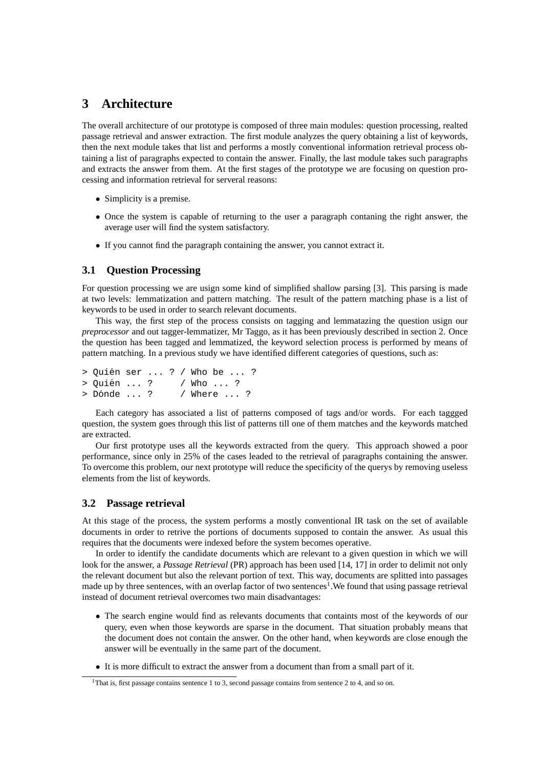## 3 Architecture

The overall architecture of our prototype is composed of three main modules: question processing, realted passage retrieval and answer extraction. The first module analyzes the query obtaining a list of keywords, then the next module takes that list and performs a mostly conventional information retrieval process obtaining a list of paragraphs expected to contain the answer. Finally, the last module takes such paragraphs and extracts the answer from them. At the first stages of the prototype we are focusing on question processing and information retrieval for serveral reasons:

- Simplicity is a premise.
- Once the system is capable of returning to the user a paragraph contaning the right answer, the average user will find the system satisfactory.
- If you cannot find the paragraph containing the answer, you cannot extract it.

### 3.1 Question Processing

For question processing we are usign some kind of simplified shallow parsing [3]. This parsing is made at two levels: lemmatization and pattern matching. The result of the pattern matching phase is a list of keywords to be used in order to search relevant documents.

This way, the first step of the process consists on tagging and lemmatazing the question usign our *preprocessor* and out tagger-lemmatizer, Mr Taggo, as it has been previously described in section 2. Once the question has been tagged and lemmatized, the keyword selection process is performed by means of pattern matching. In a previous study we have identified different categories of questions, such as:

```
> Quién ser ... ? / Who be ... ?
> Quién ... ?     / Who ... ?
> Dónde ... ?     / Where ... ?
```

Each category has associated a list of patterns composed of tags and/or words. For each taggged question, the system goes through this list of patterns till one of them matches and the keywords matched are extracted.

Our first prototype uses all the keywords extracted from the query. This approach showed a poor performance, since only in 25% of the cases leaded to the retrieval of paragraphs containing the answer. To overcome this problem, our next prototype will reduce the specificity of the querys by removing useless elements from the list of keywords.

### 3.2 Passage retrieval

At this stage of the process, the system performs a mostly conventional IR task on the set of available documents in order to retrive the portions of documents supposed to contain the answer. As usual this requires that the documents were indexed before the system becomes operative.

In order to identify the candidate documents which are relevant to a given question in which we will look for the answer, a *Passage Retrieval* (PR) approach has been used [14, 17] in order to delimit not only the relevant document but also the relevant portion of text. This way, documents are splitted into passages made up by three sentences, with an overlap factor of two sentences[1].We found that using passage retrieval instead of document retrieval overcomes two main disadvantages:

- The search engine would find as relevants documents that containts most of the keywords of our query, even when those keywords are sparse in the document. That situation probably means that the document does not contain the answer. On the other hand, when keywords are close enough the answer will be eventually in the same part of the document.
- It is more difficult to extract the answer from a document than from a small part of it.

[1] That is, first passage contains sentence 1 to 3, second passage contains from sentence 2 to 4, and so on.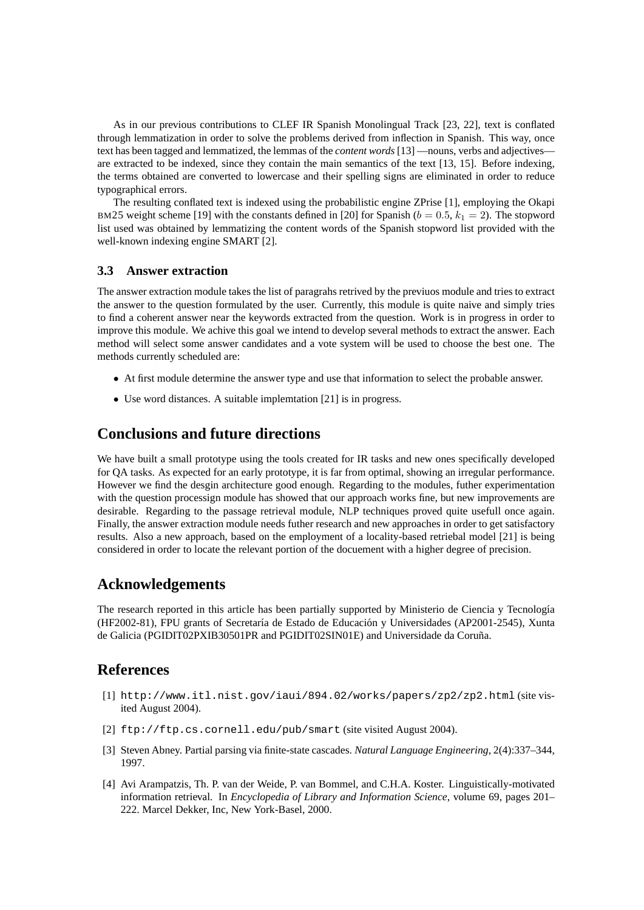As in our previous contributions to CLEF IR Spanish Monolingual Track [23, 22], text is conflated through lemmatization in order to solve the problems derived from inflection in Spanish. This way, once text has been tagged and lemmatized, the lemmas of the *content words* [13] —nouns, verbs and adjectives— are extracted to be indexed, since they contain the main semantics of the text [13, 15]. Before indexing, the terms obtained are converted to lowercase and their spelling signs are eliminated in order to reduce typographical errors.

The resulting conflated text is indexed using the probabilistic engine ZPrise [1], employing the Okapi BM25 weight scheme [19] with the constants defined in [20] for Spanish ($b = 0.5$, $k_1 = 2$). The stopword list used was obtained by lemmatizing the content words of the Spanish stopword list provided with the well-known indexing engine SMART [2].

### 3.3 Answer extraction

The answer extraction module takes the list of paragrahs retrived by the previuos module and tries to extract the answer to the question formulated by the user. Currently, this module is quite naive and simply tries to find a coherent answer near the keywords extracted from the question. Work is in progress in order to improve this module. We achive this goal we intend to develop several methods to extract the answer. Each method will select some answer candidates and a vote system will be used to choose the best one. The methods currently scheduled are:

- At first module determine the answer type and use that information to select the probable answer.
- Use word distances. A suitable implemtation [21] is in progress.

## Conclusions and future directions

We have built a small prototype using the tools created for IR tasks and new ones specifically developed for QA tasks. As expected for an early prototype, it is far from optimal, showing an irregular performance. However we find the desgin architecture good enough. Regarding to the modules, futher experimentation with the question processign module has showed that our approach works fine, but new improvements are desirable. Regarding to the passage retrieval module, NLP techniques proved quite usefull once again. Finally, the answer extraction module needs futher research and new approaches in order to get satisfactory results. Also a new approach, based on the employment of a locality-based retriebal model [21] is being considered in order to locate the relevant portion of the docuement with a higher degree of precision.

## Acknowledgements

The research reported in this article has been partially supported by Ministerio de Ciencia y Tecnología (HF2002-81), FPU grants of Secretaría de Estado de Educación y Universidades (AP2001-2545), Xunta de Galicia (PGIDIT02PXIB30501PR and PGIDIT02SIN01E) and Universidade da Coruña.

## References

[1] `http://www.itl.nist.gov/iaui/894.02/works/papers/zp2/zp2.html` (site visited August 2004).

[2] `ftp://ftp.cs.cornell.edu/pub/smart` (site visited August 2004).

[3] Steven Abney. Partial parsing via finite-state cascades. *Natural Language Engineering*, 2(4):337–344, 1997.

[4] Avi Arampatzis, Th. P. van der Weide, P. van Bommel, and C.H.A. Koster. Linguistically-motivated information retrieval. In *Encyclopedia of Library and Information Science*, volume 69, pages 201–222. Marcel Dekker, Inc, New York-Basel, 2000.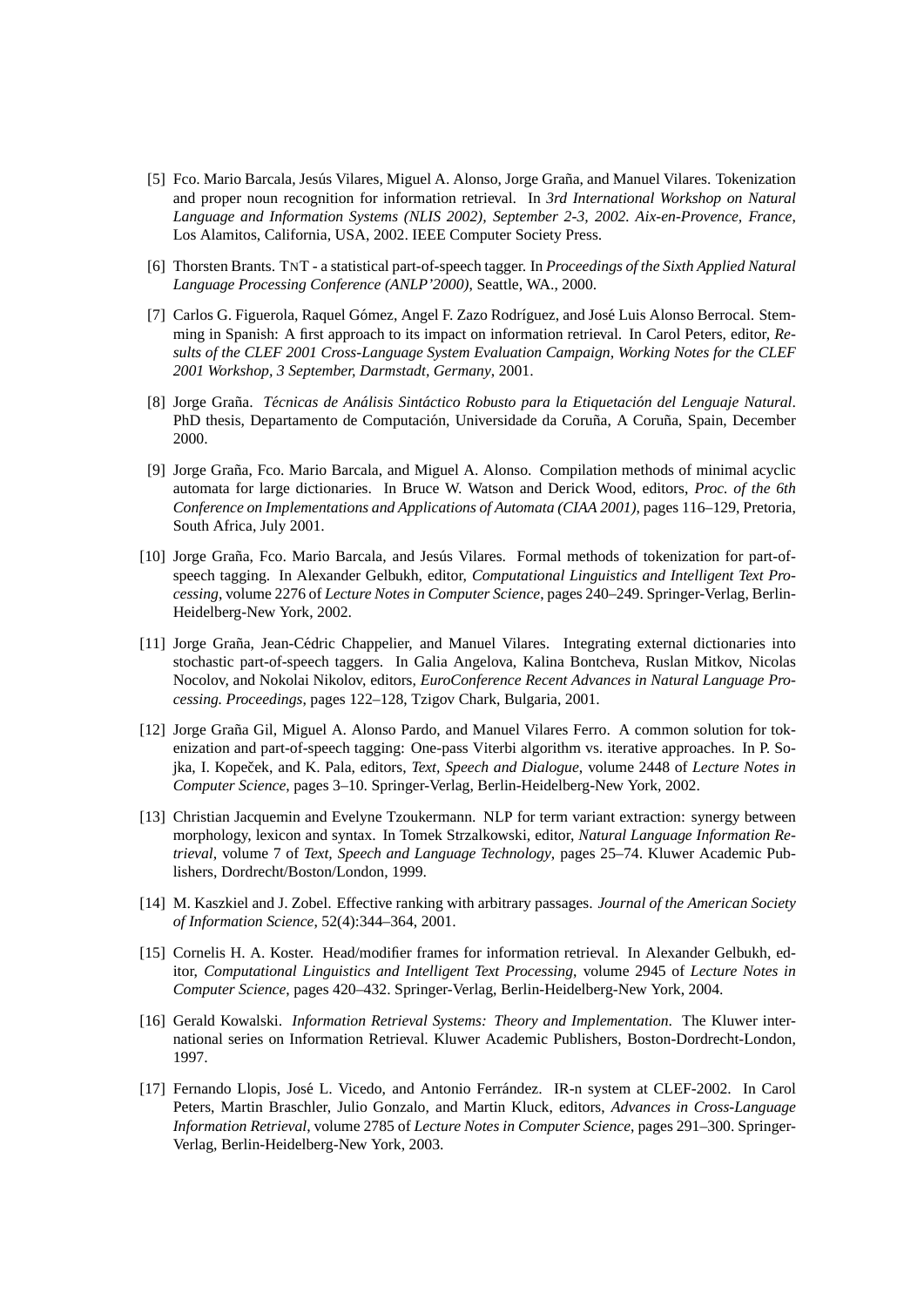[5] Fco. Mario Barcala, Jesús Vilares, Miguel A. Alonso, Jorge Graña, and Manuel Vilares. Tokenization and proper noun recognition for information retrieval. In *3rd International Workshop on Natural Language and Information Systems (NLIS 2002), September 2-3, 2002. Aix-en-Provence, France*, Los Alamitos, California, USA, 2002. IEEE Computer Society Press.

[6] Thorsten Brants. TNT - a statistical part-of-speech tagger. In *Proceedings of the Sixth Applied Natural Language Processing Conference (ANLP'2000)*, Seattle, WA., 2000.

[7] Carlos G. Figuerola, Raquel Gómez, Angel F. Zazo Rodríguez, and José Luis Alonso Berrocal. Stemming in Spanish: A first approach to its impact on information retrieval. In Carol Peters, editor, *Results of the CLEF 2001 Cross-Language System Evaluation Campaign, Working Notes for the CLEF 2001 Workshop, 3 September, Darmstadt, Germany*, 2001.

[8] Jorge Graña. *Técnicas de Análisis Sintáctico Robusto para la Etiquetación del Lenguaje Natural*. PhD thesis, Departamento de Computación, Universidade da Coruña, A Coruña, Spain, December 2000.

[9] Jorge Graña, Fco. Mario Barcala, and Miguel A. Alonso. Compilation methods of minimal acyclic automata for large dictionaries. In Bruce W. Watson and Derick Wood, editors, *Proc. of the 6th Conference on Implementations and Applications of Automata (CIAA 2001)*, pages 116–129, Pretoria, South Africa, July 2001.

[10] Jorge Graña, Fco. Mario Barcala, and Jesús Vilares. Formal methods of tokenization for part-of-speech tagging. In Alexander Gelbukh, editor, *Computational Linguistics and Intelligent Text Processing*, volume 2276 of *Lecture Notes in Computer Science*, pages 240–249. Springer-Verlag, Berlin-Heidelberg-New York, 2002.

[11] Jorge Graña, Jean-Cédric Chappelier, and Manuel Vilares. Integrating external dictionaries into stochastic part-of-speech taggers. In Galia Angelova, Kalina Bontcheva, Ruslan Mitkov, Nicolas Nocolov, and Nokolai Nikolov, editors, *EuroConference Recent Advances in Natural Language Processing. Proceedings*, pages 122–128, Tzigov Chark, Bulgaria, 2001.

[12] Jorge Graña Gil, Miguel A. Alonso Pardo, and Manuel Vilares Ferro. A common solution for tokenization and part-of-speech tagging: One-pass Viterbi algorithm vs. iterative approaches. In P. Sojka, I. Kopeček, and K. Pala, editors, *Text, Speech and Dialogue*, volume 2448 of *Lecture Notes in Computer Science*, pages 3–10. Springer-Verlag, Berlin-Heidelberg-New York, 2002.

[13] Christian Jacquemin and Evelyne Tzoukermann. NLP for term variant extraction: synergy between morphology, lexicon and syntax. In Tomek Strzalkowski, editor, *Natural Language Information Retrieval*, volume 7 of *Text, Speech and Language Technology*, pages 25–74. Kluwer Academic Publishers, Dordrecht/Boston/London, 1999.

[14] M. Kaszkiel and J. Zobel. Effective ranking with arbitrary passages. *Journal of the American Society of Information Science*, 52(4):344–364, 2001.

[15] Cornelis H. A. Koster. Head/modifier frames for information retrieval. In Alexander Gelbukh, editor, *Computational Linguistics and Intelligent Text Processing*, volume 2945 of *Lecture Notes in Computer Science*, pages 420–432. Springer-Verlag, Berlin-Heidelberg-New York, 2004.

[16] Gerald Kowalski. *Information Retrieval Systems: Theory and Implementation*. The Kluwer international series on Information Retrieval. Kluwer Academic Publishers, Boston-Dordrecht-London, 1997.

[17] Fernando Llopis, José L. Vicedo, and Antonio Ferrández. IR-n system at CLEF-2002. In Carol Peters, Martin Braschler, Julio Gonzalo, and Martin Kluck, editors, *Advances in Cross-Language Information Retrieval*, volume 2785 of *Lecture Notes in Computer Science*, pages 291–300. Springer-Verlag, Berlin-Heidelberg-New York, 2003.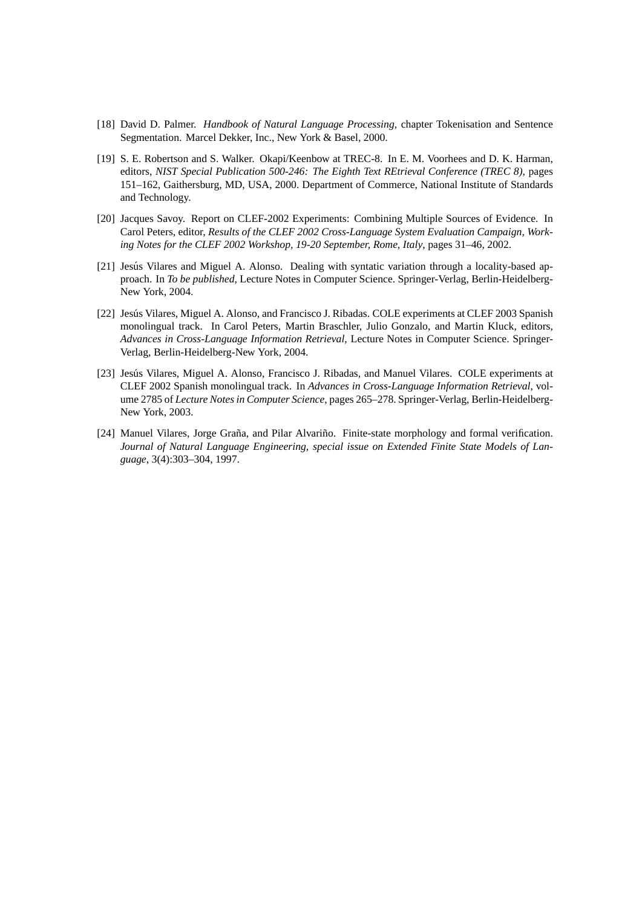[18] David D. Palmer. *Handbook of Natural Language Processing*, chapter Tokenisation and Sentence Segmentation. Marcel Dekker, Inc., New York & Basel, 2000.

[19] S. E. Robertson and S. Walker. Okapi/Keenbow at TREC-8. In E. M. Voorhees and D. K. Harman, editors, *NIST Special Publication 500-246: The Eighth Text REtrieval Conference (TREC 8)*, pages 151–162, Gaithersburg, MD, USA, 2000. Department of Commerce, National Institute of Standards and Technology.

[20] Jacques Savoy. Report on CLEF-2002 Experiments: Combining Multiple Sources of Evidence. In Carol Peters, editor, *Results of the CLEF 2002 Cross-Language System Evaluation Campaign, Working Notes for the CLEF 2002 Workshop, 19-20 September, Rome, Italy*, pages 31–46, 2002.

[21] Jesús Vilares and Miguel A. Alonso. Dealing with syntatic variation through a locality-based approach. In *To be published*, Lecture Notes in Computer Science. Springer-Verlag, Berlin-Heidelberg-New York, 2004.

[22] Jesús Vilares, Miguel A. Alonso, and Francisco J. Ribadas. COLE experiments at CLEF 2003 Spanish monolingual track. In Carol Peters, Martin Braschler, Julio Gonzalo, and Martin Kluck, editors, *Advances in Cross-Language Information Retrieval*, Lecture Notes in Computer Science. Springer-Verlag, Berlin-Heidelberg-New York, 2004.

[23] Jesús Vilares, Miguel A. Alonso, Francisco J. Ribadas, and Manuel Vilares. COLE experiments at CLEF 2002 Spanish monolingual track. In *Advances in Cross-Language Information Retrieval*, volume 2785 of *Lecture Notes in Computer Science*, pages 265–278. Springer-Verlag, Berlin-Heidelberg-New York, 2003.

[24] Manuel Vilares, Jorge Graña, and Pilar Alvariño. Finite-state morphology and formal verification. *Journal of Natural Language Engineering, special issue on Extended Finite State Models of Language*, 3(4):303–304, 1997.